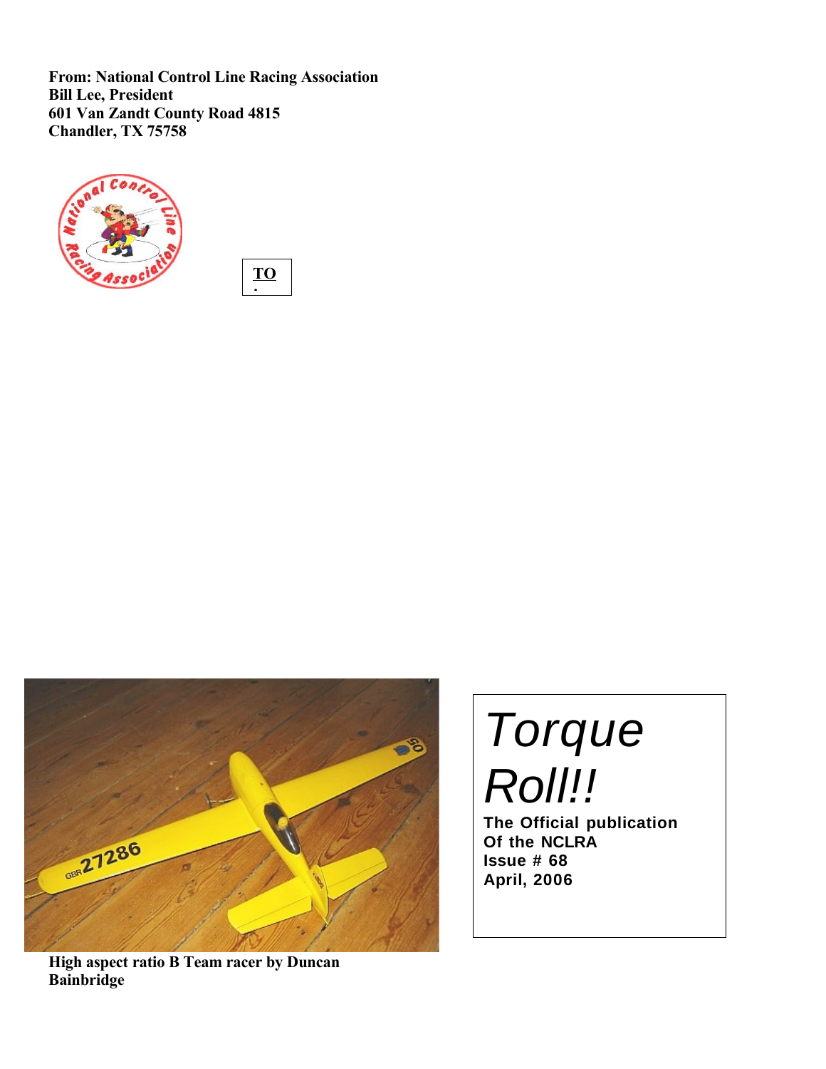**From: National Control Line Racing Association**
**Bill Lee, President**
**601 Van Zandt County Road 4815**
**Chandler, TX 75758**

**TO:**

**High aspect ratio B Team racer by Duncan Bainbridge**

# *Torque Roll!!*

**The Official publication**
**Of the NCLRA**
**Issue # 68**
**April, 2006**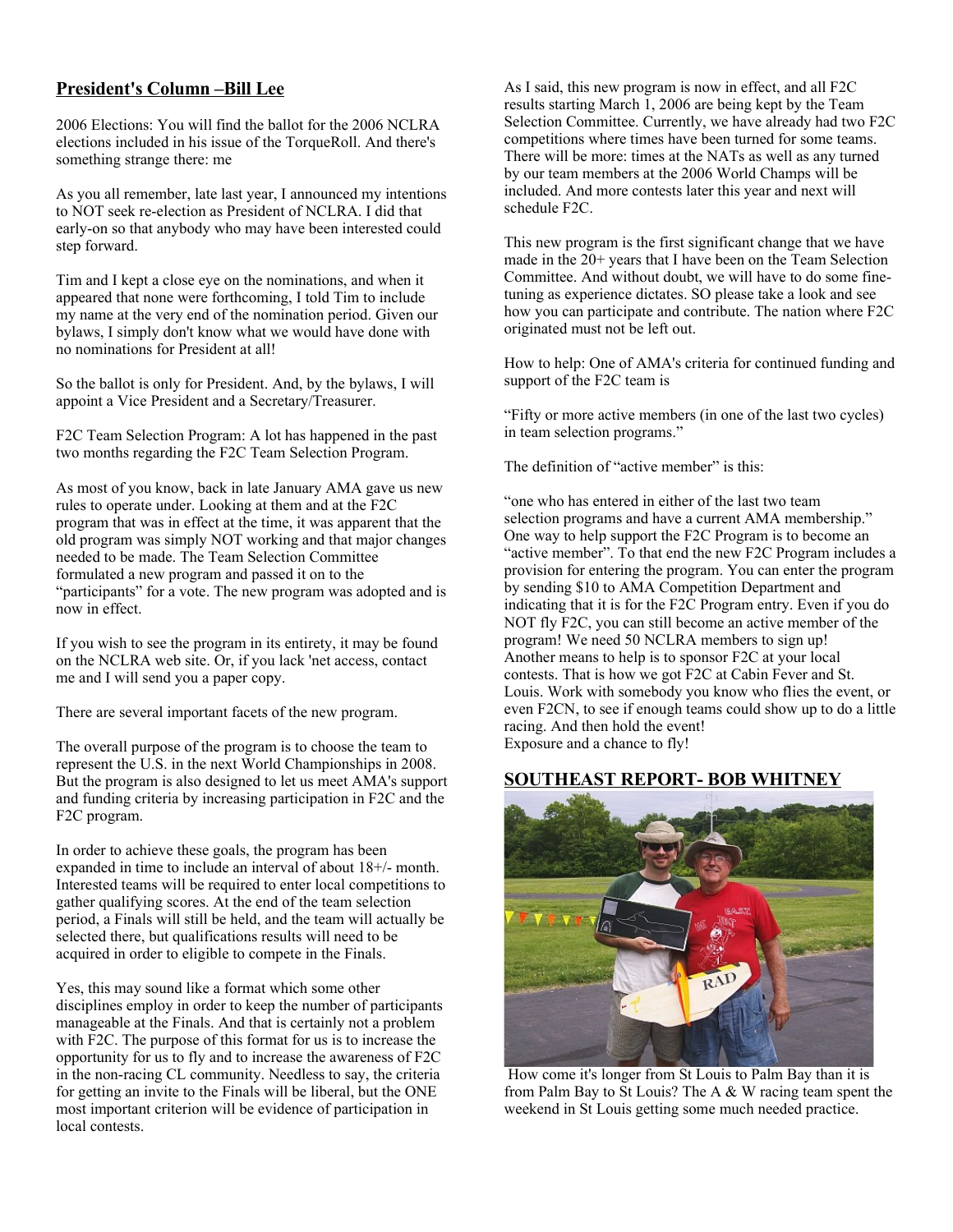## President's Column –Bill Lee

2006 Elections: You will find the ballot for the 2006 NCLRA elections included in his issue of the TorqueRoll. And there's something strange there: me

As you all remember, late last year, I announced my intentions to NOT seek re-election as President of NCLRA. I did that early-on so that anybody who may have been interested could step forward.

Tim and I kept a close eye on the nominations, and when it appeared that none were forthcoming, I told Tim to include my name at the very end of the nomination period. Given our bylaws, I simply don't know what we would have done with no nominations for President at all!

So the ballot is only for President. And, by the bylaws, I will appoint a Vice President and a Secretary/Treasurer.

F2C Team Selection Program: A lot has happened in the past two months regarding the F2C Team Selection Program.

As most of you know, back in late January AMA gave us new rules to operate under. Looking at them and at the F2C program that was in effect at the time, it was apparent that the old program was simply NOT working and that major changes needed to be made. The Team Selection Committee formulated a new program and passed it on to the "participants" for a vote. The new program was adopted and is now in effect.

If you wish to see the program in its entirety, it may be found on the NCLRA web site. Or, if you lack 'net access, contact me and I will send you a paper copy.

There are several important facets of the new program.

The overall purpose of the program is to choose the team to represent the U.S. in the next World Championships in 2008. But the program is also designed to let us meet AMA's support and funding criteria by increasing participation in F2C and the F2C program.

In order to achieve these goals, the program has been expanded in time to include an interval of about 18+/- month. Interested teams will be required to enter local competitions to gather qualifying scores. At the end of the team selection period, a Finals will still be held, and the team will actually be selected there, but qualifications results will need to be acquired in order to eligible to compete in the Finals.

Yes, this may sound like a format which some other disciplines employ in order to keep the number of participants manageable at the Finals. And that is certainly not a problem with F2C. The purpose of this format for us is to increase the opportunity for us to fly and to increase the awareness of F2C in the non-racing CL community. Needless to say, the criteria for getting an invite to the Finals will be liberal, but the ONE most important criterion will be evidence of participation in local contests.

As I said, this new program is now in effect, and all F2C results starting March 1, 2006 are being kept by the Team Selection Committee. Currently, we have already had two F2C competitions where times have been turned for some teams. There will be more: times at the NATs as well as any turned by our team members at the 2006 World Champs will be included. And more contests later this year and next will schedule F2C.

This new program is the first significant change that we have made in the 20+ years that I have been on the Team Selection Committee. And without doubt, we will have to do some fine-tuning as experience dictates. SO please take a look and see how you can participate and contribute. The nation where F2C originated must not be left out.

How to help: One of AMA's criteria for continued funding and support of the F2C team is

"Fifty or more active members (in one of the last two cycles) in team selection programs."

The definition of "active member" is this:

"one who has entered in either of the last two team selection programs and have a current AMA membership." One way to help support the F2C Program is to become an "active member". To that end the new F2C Program includes a provision for entering the program. You can enter the program by sending $10 to AMA Competition Department and indicating that it is for the F2C Program entry. Even if you do NOT fly F2C, you can still become an active member of the program! We need 50 NCLRA members to sign up!
Another means to help is to sponsor F2C at your local contests. That is how we got F2C at Cabin Fever and St. Louis. Work with somebody you know who flies the event, or even F2CN, to see if enough teams could show up to do a little racing. And then hold the event!
Exposure and a chance to fly!

## SOUTHEAST REPORT- BOB WHITNEY

How come it's longer from St Louis to Palm Bay than it is from Palm Bay to St Louis? The A & W racing team spent the weekend in St Louis getting some much needed practice.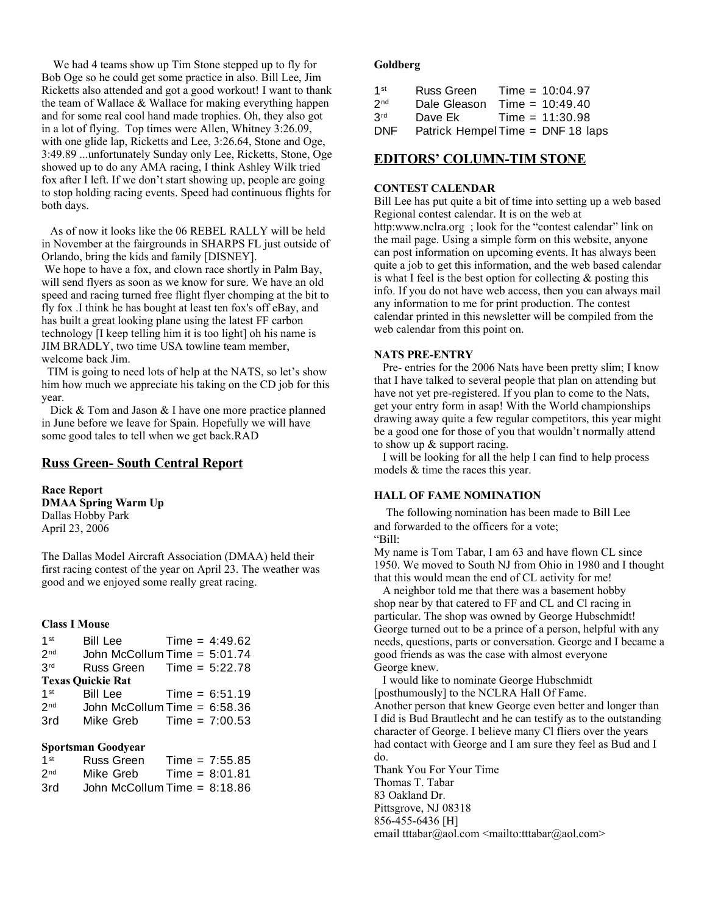We had 4 teams show up Tim Stone stepped up to fly for Bob Oge so he could get some practice in also. Bill Lee, Jim Ricketts also attended and got a good workout! I want to thank the team of Wallace & Wallace for making everything happen and for some real cool hand made trophies. Oh, they also got in a lot of flying. Top times were Allen, Whitney 3:26.09, with one glide lap, Ricketts and Lee, 3:26.64, Stone and Oge, 3:49.89 ...unfortunately Sunday only Lee, Ricketts, Stone, Oge showed up to do any AMA racing, I think Ashley Wilk tried fox after I left. If we don't start showing up, people are going to stop holding racing events. Speed had continuous flights for both days.

As of now it looks like the 06 REBEL RALLY will be held in November at the fairgrounds in SHARPS FL just outside of Orlando, bring the kids and family [DISNEY].

We hope to have a fox, and clown race shortly in Palm Bay, will send flyers as soon as we know for sure. We have an old speed and racing turned free flight flyer chomping at the bit to fly fox .I think he has bought at least ten fox's off eBay, and has built a great looking plane using the latest FF carbon technology [I keep telling him it is too light] oh his name is JIM BRADLY, two time USA towline team member, welcome back Jim.

TIM is going to need lots of help at the NATS, so let's show him how much we appreciate his taking on the CD job for this year.

Dick & Tom and Jason & I have one more practice planned in June before we leave for Spain. Hopefully we will have some good tales to tell when we get back.RAD

## Russ Green- South Central Report

**Race Report**
**DMAA Spring Warm Up**
Dallas Hobby Park
April 23, 2006

The Dallas Model Aircraft Association (DMAA) held their first racing contest of the year on April 23. The weather was good and we enjoyed some really great racing.

**Class I Mouse**

| | | |
|---|---|---|
| 1st | Bill Lee | Time = 4:49.62 |
| 2nd | John McCollum | Time = 5:01.74 |
| 3rd | Russ Green | Time = 5:22.78 |

**Texas Quickie Rat**

| | | |
|---|---|---|
| 1st | Bill Lee | Time = 6:51.19 |
| 2nd | John McCollum | Time = 6:58.36 |
| 3rd | Mike Greb | Time = 7:00.53 |

**Sportsman Goodyear**

| | | |
|---|---|---|
| 1st | Russ Green | Time = 7:55.85 |
| 2nd | Mike Greb | Time = 8:01.81 |
| 3rd | John McCollum | Time = 8:18.86 |

**Goldberg**

| | | |
|---|---|---|
| 1st | Russ Green | Time = 10:04.97 |
| 2nd | Dale Gleason | Time = 10:49.40 |
| 3rd | Dave Ek | Time = 11:30.98 |
| DNF | Patrick Hempel | Time = DNF 18 laps |

## EDITORS' COLUMN-TIM STONE

**CONTEST CALENDAR**

Bill Lee has put quite a bit of time into setting up a web based Regional contest calendar. It is on the web at http:www.nclra.org ; look for the "contest calendar" link on the mail page. Using a simple form on this website, anyone can post information on upcoming events. It has always been quite a job to get this information, and the web based calendar is what I feel is the best option for collecting & posting this info. If you do not have web access, then you can always mail any information to me for print production. The contest calendar printed in this newsletter will be compiled from the web calendar from this point on.

**NATS PRE-ENTRY**

Pre- entries for the 2006 Nats have been pretty slim; I know that I have talked to several people that plan on attending but have not yet pre-registered. If you plan to come to the Nats, get your entry form in asap! With the World championships drawing away quite a few regular competitors, this year might be a good one for those of you that wouldn't normally attend to show up & support racing.

I will be looking for all the help I can find to help process models & time the races this year.

**HALL OF FAME NOMINATION**

The following nomination has been made to Bill Lee and forwarded to the officers for a vote;

"Bill:

My name is Tom Tabar, I am 63 and have flown CL since 1950. We moved to South NJ from Ohio in 1980 and I thought that this would mean the end of CL activity for me!

A neighbor told me that there was a basement hobby shop near by that catered to FF and CL and Cl racing in particular. The shop was owned by George Hubschmidt! George turned out to be a prince of a person, helpful with any needs, questions, parts or conversation. George and I became a good friends as was the case with almost everyone George knew.

I would like to nominate George Hubschmidt [posthumously] to the NCLRA Hall Of Fame.

Another person that knew George even better and longer than I did is Bud Brautlecht and he can testify as to the outstanding character of George. I believe many Cl fliers over the years had contact with George and I am sure they feel as Bud and I do.

Thank You For Your Time
Thomas T. Tabar
83 Oakland Dr.
Pittsgrove, NJ 08318
856-455-6436 [H]
email tttabar@aol.com <mailto:tttabar@aol.com>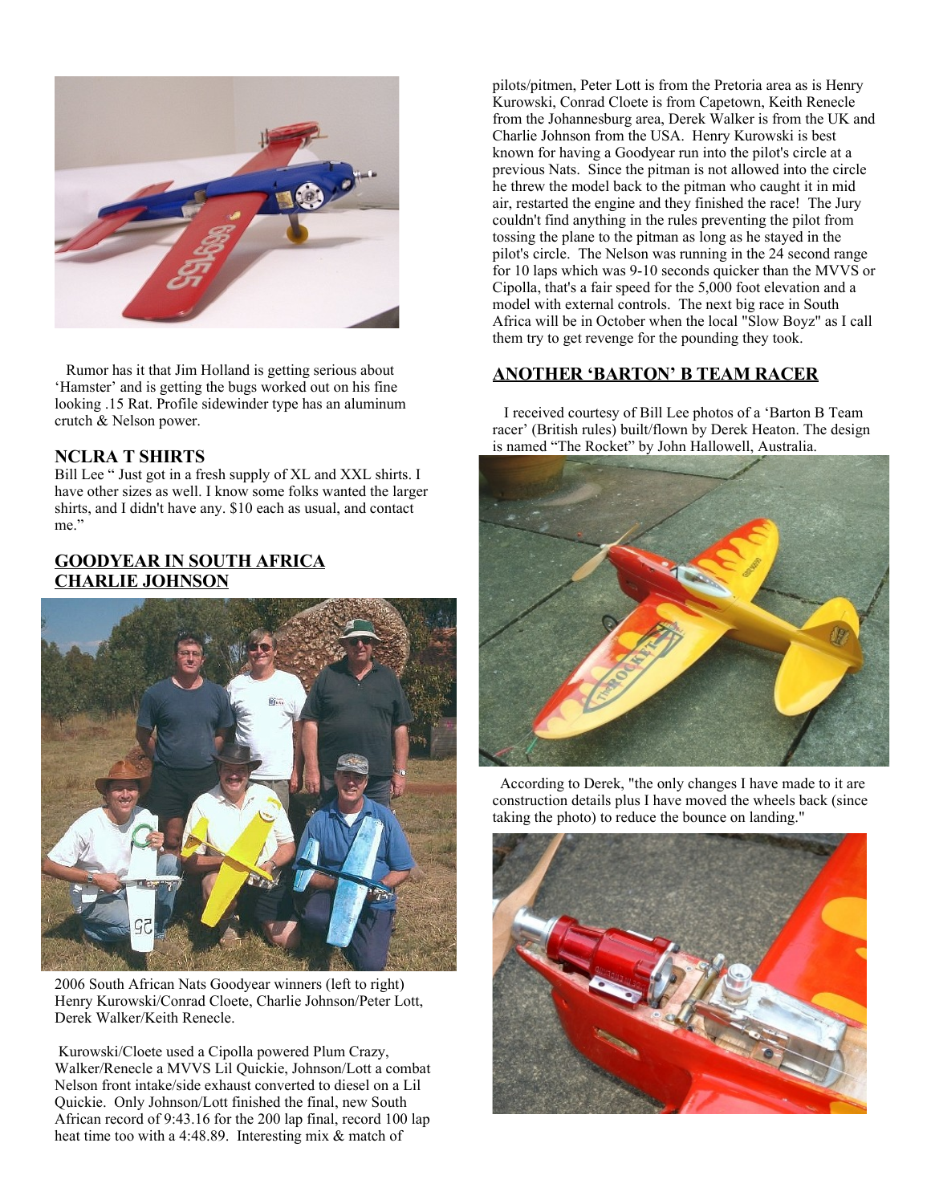Rumor has it that Jim Holland is getting serious about 'Hamster' and is getting the bugs worked out on his fine looking .15 Rat. Profile sidewinder type has an aluminum crutch & Nelson power.

## NCLRA T SHIRTS

Bill Lee " Just got in a fresh supply of XL and XXL shirts. I have other sizes as well. I know some folks wanted the larger shirts, and I didn't have any. $10 each as usual, and contact me."

## GOODYEAR IN SOUTH AFRICA CHARLIE JOHNSON

2006 South African Nats Goodyear winners (left to right) Henry Kurowski/Conrad Cloete, Charlie Johnson/Peter Lott, Derek Walker/Keith Renecle.

Kurowski/Cloete used a Cipolla powered Plum Crazy, Walker/Renecle a MVVS Lil Quickie, Johnson/Lott a combat Nelson front intake/side exhaust converted to diesel on a Lil Quickie. Only Johnson/Lott finished the final, new South African record of 9:43.16 for the 200 lap final, record 100 lap heat time too with a 4:48.89. Interesting mix & match of pilots/pitmen, Peter Lott is from the Pretoria area as is Henry Kurowski, Conrad Cloete is from Capetown, Keith Renecle from the Johannesburg area, Derek Walker is from the UK and Charlie Johnson from the USA. Henry Kurowski is best known for having a Goodyear run into the pilot's circle at a previous Nats. Since the pitman is not allowed into the circle he threw the model back to the pitman who caught it in mid air, restarted the engine and they finished the race! The Jury couldn't find anything in the rules preventing the pilot from tossing the plane to the pitman as long as he stayed in the pilot's circle. The Nelson was running in the 24 second range for 10 laps which was 9-10 seconds quicker than the MVVS or Cipolla, that's a fair speed for the 5,000 foot elevation and a model with external controls. The next big race in South Africa will be in October when the local "Slow Boyz" as I call them try to get revenge for the pounding they took.

## ANOTHER 'BARTON' B TEAM RACER

I received courtesy of Bill Lee photos of a 'Barton B Team racer' (British rules) built/flown by Derek Heaton. The design is named "The Rocket" by John Hallowell, Australia.

According to Derek, "the only changes I have made to it are construction details plus I have moved the wheels back (since taking the photo) to reduce the bounce on landing."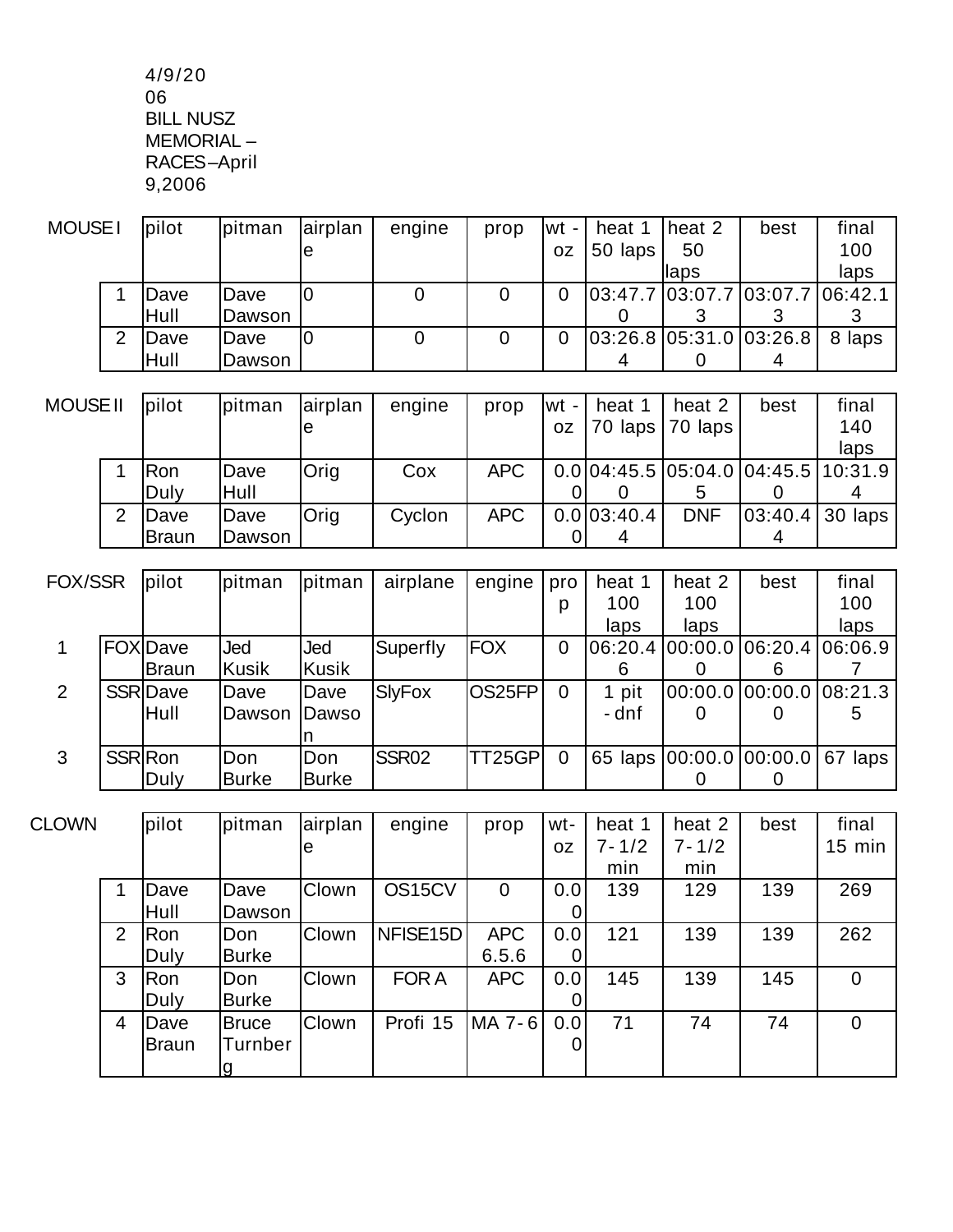4/9/2006
BILL NUSZ MEMORIAL – RACES–April 9,2006

| MOUSE I | pilot | pitman | airplane | engine | prop | wt - oz | heat 1 50 laps | heat 2 50 laps | best | final 100 laps |
|---|---|---|---|---|---|---|---|---|---|---|
| 1 | Dave Hull | Dave Dawson | 0 | 0 | 0 | 0 | 03:47.70 | 03:07.73 | 03:07.73 | 06:42.13 |
| 2 | Dave Hull | Dave Dawson | 0 | 0 | 0 | 0 | 03:26.84 | 05:31.00 | 03:26.84 | 8 laps |

| MOUSE II | pilot | pitman | airplane | engine | prop | wt - oz | heat 1 70 laps | heat 2 70 laps | best | final 140 laps |
|---|---|---|---|---|---|---|---|---|---|---|
| 1 | Ron Duly | Dave Hull | Orig | Cox | APC | 0.00 | 04:45.50 | 05:04.05 | 04:45.50 | 10:31.94 |
| 2 | Dave Braun | Dave Dawson | Orig | Cyclon | APC | 0.00 | 03:40.44 | DNF | 03:40.44 | 30 laps |

| FOX/SSR | | pilot | pitman | pitman | airplane | engine | prop | heat 1 100 laps | heat 2 100 laps | best | final 100 laps |
|---|---|---|---|---|---|---|---|---|---|---|---|
| 1 | FOX | Dave Braun | Jed Kusik | Jed Kusik | Superfly | FOX | 0 | 06:20.46 | 00:00.00 | 06:20.46 | 06:06.97 |
| 2 | SSR | Dave Hull | Dave Dawson | Dave Dawson | SlyFox | OS25FP | 0 | 1 pit - dnf | 00:00.00 | 00:00.00 | 08:21.35 |
| 3 | SSR | Ron Duly | Don Burke | Don Burke | SSR02 | TT25GP | 0 | 65 laps | 00:00.00 | 00:00.00 | 67 laps |

| CLOWN | pilot | pitman | airplane | engine | prop | wt-oz | heat 1 7-1/2 min | heat 2 7-1/2 min | best | final 15 min |
|---|---|---|---|---|---|---|---|---|---|---|
| 1 | Dave Hull | Dave Dawson | Clown | OS15CV | 0 | 0.00 | 139 | 129 | 139 | 269 |
| 2 | Ron Duly | Don Burke | Clown | NFISE15D | APC 6.5.6 | 0.00 | 121 | 139 | 139 | 262 |
| 3 | Ron Duly | Don Burke | Clown | FOR A | APC | 0.00 | 145 | 139 | 145 | 0 |
| 4 | Dave Braun | Bruce Turnberg | Clown | Profi 15 | MA 7-6 | 0.00 | 71 | 74 | 74 | 0 |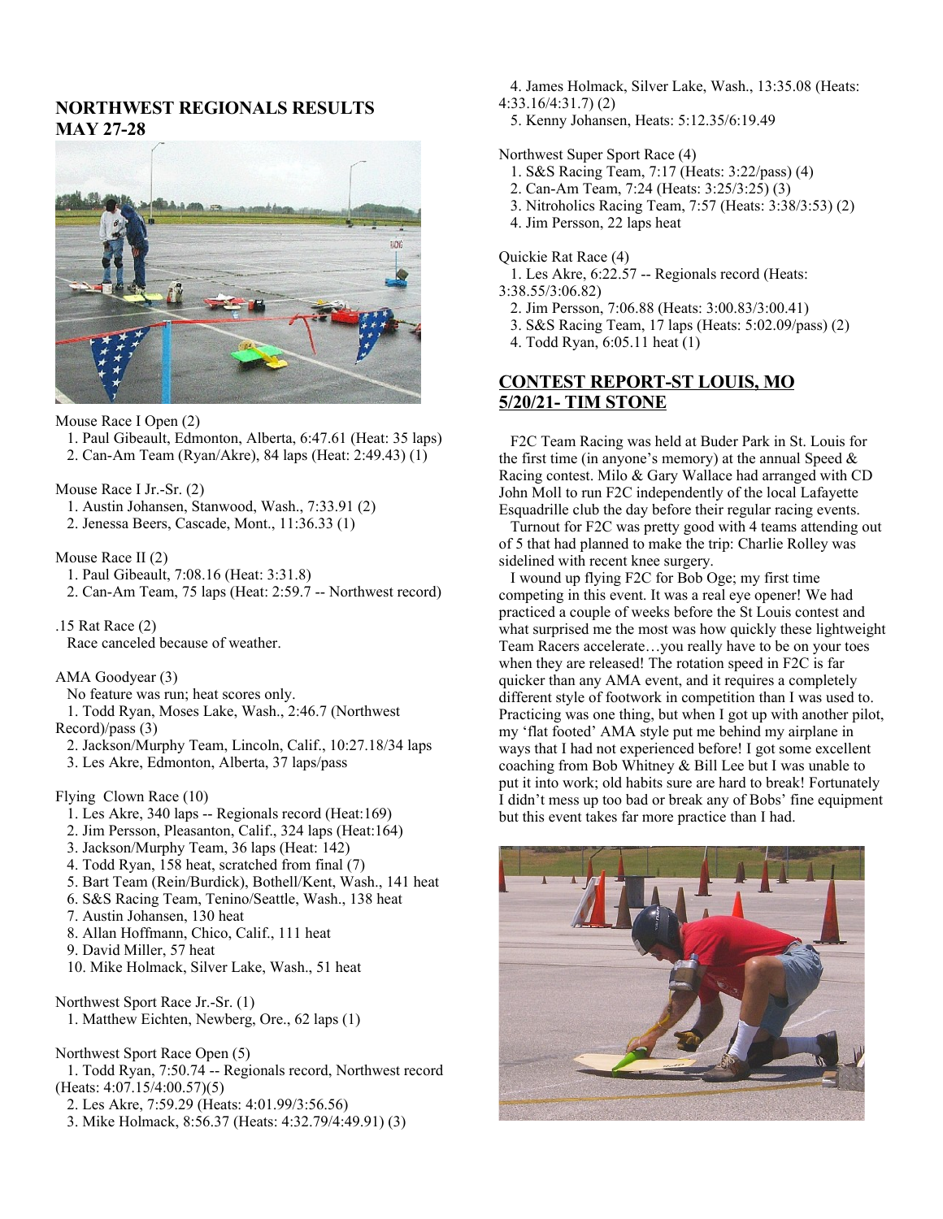## NORTHWEST REGIONALS RESULTS MAY 27-28

Mouse Race I Open (2)
1. Paul Gibeault, Edmonton, Alberta, 6:47.61 (Heat: 35 laps)
2. Can-Am Team (Ryan/Akre), 84 laps (Heat: 2:49.43) (1)

Mouse Race I Jr.-Sr. (2)
1. Austin Johansen, Stanwood, Wash., 7:33.91 (2)
2. Jenessa Beers, Cascade, Mont., 11:36.33 (1)

Mouse Race II (2)
1. Paul Gibeault, 7:08.16 (Heat: 3:31.8)
2. Can-Am Team, 75 laps (Heat: 2:59.7 -- Northwest record)

.15 Rat Race (2)
Race canceled because of weather.

AMA Goodyear (3)
No feature was run; heat scores only.
1. Todd Ryan, Moses Lake, Wash., 2:46.7 (Northwest Record)/pass (3)
2. Jackson/Murphy Team, Lincoln, Calif., 10:27.18/34 laps
3. Les Akre, Edmonton, Alberta, 37 laps/pass

Flying Clown Race (10)
1. Les Akre, 340 laps -- Regionals record (Heat:169)
2. Jim Persson, Pleasanton, Calif., 324 laps (Heat:164)
3. Jackson/Murphy Team, 36 laps (Heat: 142)
4. Todd Ryan, 158 heat, scratched from final (7)
5. Bart Team (Rein/Burdick), Bothell/Kent, Wash., 141 heat
6. S&S Racing Team, Tenino/Seattle, Wash., 138 heat
7. Austin Johansen, 130 heat
8. Allan Hoffmann, Chico, Calif., 111 heat
9. David Miller, 57 heat
10. Mike Holmack, Silver Lake, Wash., 51 heat

Northwest Sport Race Jr.-Sr. (1)
1. Matthew Eichten, Newberg, Ore., 62 laps (1)

Northwest Sport Race Open (5)
1. Todd Ryan, 7:50.74 -- Regionals record, Northwest record (Heats: 4:07.15/4:00.57)(5)
2. Les Akre, 7:59.29 (Heats: 4:01.99/3:56.56)
3. Mike Holmack, 8:56.37 (Heats: 4:32.79/4:49.91) (3)
4. James Holmack, Silver Lake, Wash., 13:35.08 (Heats: 4:33.16/4:31.7) (2)
5. Kenny Johansen, Heats: 5:12.35/6:19.49

Northwest Super Sport Race (4)
1. S&S Racing Team, 7:17 (Heats: 3:22/pass) (4)
2. Can-Am Team, 7:24 (Heats: 3:25/3:25) (3)
3. Nitroholics Racing Team, 7:57 (Heats: 3:38/3:53) (2)
4. Jim Persson, 22 laps heat

Quickie Rat Race (4)
1. Les Akre, 6:22.57 -- Regionals record (Heats: 3:38.55/3:06.82)
2. Jim Persson, 7:06.88 (Heats: 3:00.83/3:00.41)
3. S&S Racing Team, 17 laps (Heats: 5:02.09/pass) (2)
4. Todd Ryan, 6:05.11 heat (1)

## CONTEST REPORT-ST LOUIS, MO 5/20/21- TIM STONE

F2C Team Racing was held at Buder Park in St. Louis for the first time (in anyone's memory) at the annual Speed & Racing contest. Milo & Gary Wallace had arranged with CD John Moll to run F2C independently of the local Lafayette Esquadrille club the day before their regular racing events.

Turnout for F2C was pretty good with 4 teams attending out of 5 that had planned to make the trip: Charlie Rolley was sidelined with recent knee surgery.

I wound up flying F2C for Bob Oge; my first time competing in this event. It was a real eye opener! We had practiced a couple of weeks before the St Louis contest and what surprised me the most was how quickly these lightweight Team Racers accelerate…you really have to be on your toes when they are released! The rotation speed in F2C is far quicker than any AMA event, and it requires a completely different style of footwork in competition than I was used to. Practicing was one thing, but when I got up with another pilot, my 'flat footed' AMA style put me behind my airplane in ways that I had not experienced before! I got some excellent coaching from Bob Whitney & Bill Lee but I was unable to put it into work; old habits sure are hard to break! Fortunately I didn't mess up too bad or break any of Bobs' fine equipment but this event takes far more practice than I had.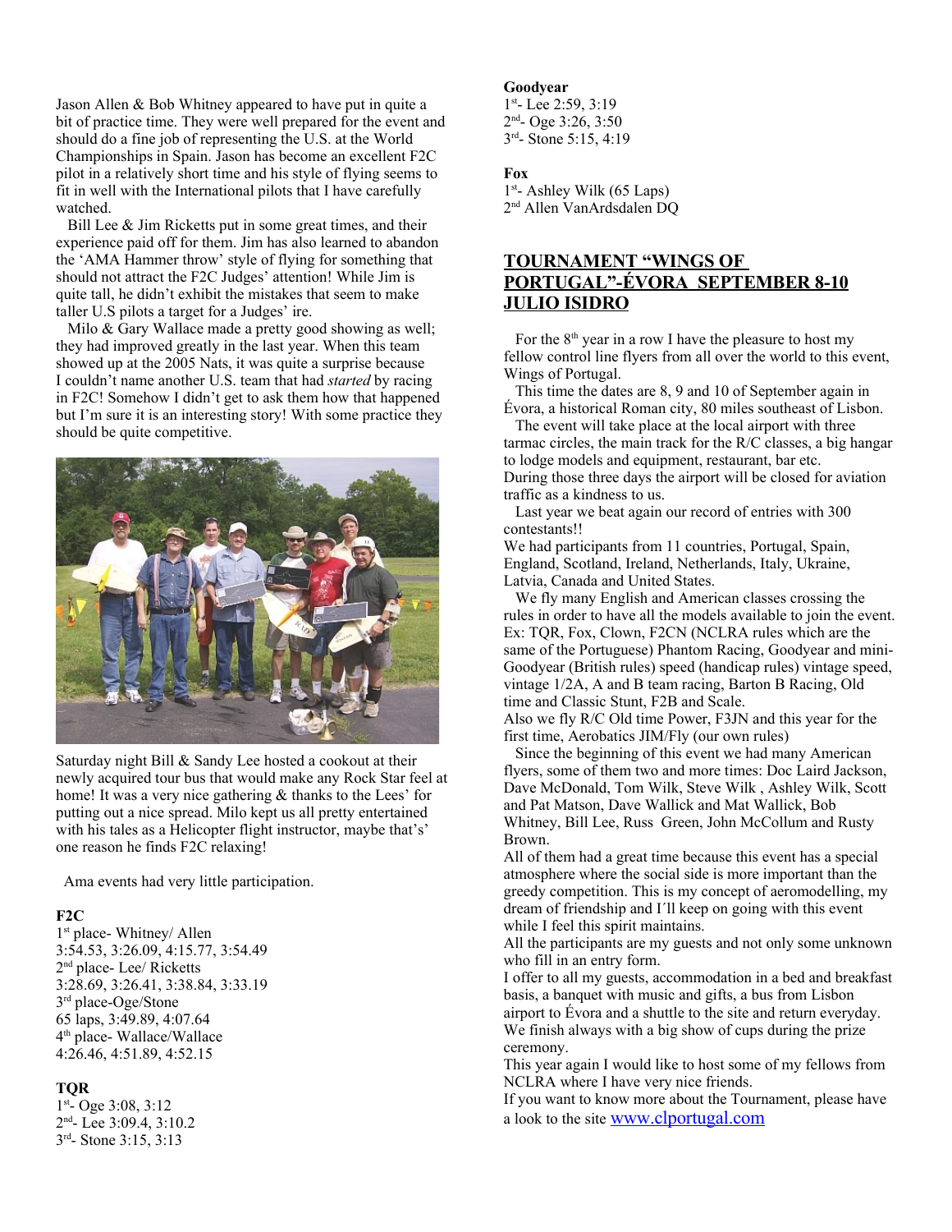Jason Allen & Bob Whitney appeared to have put in quite a bit of practice time. They were well prepared for the event and should do a fine job of representing the U.S. at the World Championships in Spain. Jason has become an excellent F2C pilot in a relatively short time and his style of flying seems to fit in well with the International pilots that I have carefully watched.

Bill Lee & Jim Ricketts put in some great times, and their experience paid off for them. Jim has also learned to abandon the 'AMA Hammer throw' style of flying for something that should not attract the F2C Judges' attention! While Jim is quite tall, he didn't exhibit the mistakes that seem to make taller U.S pilots a target for a Judges' ire.

Milo & Gary Wallace made a pretty good showing as well; they had improved greatly in the last year. When this team showed up at the 2005 Nats, it was quite a surprise because I couldn't name another U.S. team that had *started* by racing in F2C! Somehow I didn't get to ask them how that happened but I'm sure it is an interesting story! With some practice they should be quite competitive.

Saturday night Bill & Sandy Lee hosted a cookout at their newly acquired tour bus that would make any Rock Star feel at home! It was a very nice gathering & thanks to the Lees' for putting out a nice spread. Milo kept us all pretty entertained with his tales as a Helicopter flight instructor, maybe that's' one reason he finds F2C relaxing!

Ama events had very little participation.

**F2C**
1st place- Whitney/ Allen
3:54.53, 3:26.09, 4:15.77, 3:54.49
2nd place- Lee/ Ricketts
3:28.69, 3:26.41, 3:38.84, 3:33.19
3rd place-Oge/Stone
65 laps, 3:49.89, 4:07.64
4th place- Wallace/Wallace
4:26.46, 4:51.89, 4:52.15

**TQR**
1st- Oge 3:08, 3:12
2nd- Lee 3:09.4, 3:10.2
3rd- Stone 3:15, 3:13

**Goodyear**
1st- Lee 2:59, 3:19
2nd- Oge 3:26, 3:50
3rd- Stone 5:15, 4:19

**Fox**
1st- Ashley Wilk (65 Laps)
2nd Allen VanArdsdalen DQ

## TOURNAMENT "WINGS OF PORTUGAL"-ÉVORA SEPTEMBER 8-10 JULIO ISIDRO

For the 8th year in a row I have the pleasure to host my fellow control line flyers from all over the world to this event, Wings of Portugal.

This time the dates are 8, 9 and 10 of September again in Évora, a historical Roman city, 80 miles southeast of Lisbon.

The event will take place at the local airport with three tarmac circles, the main track for the R/C classes, a big hangar to lodge models and equipment, restaurant, bar etc.
During those three days the airport will be closed for aviation traffic as a kindness to us.

Last year we beat again our record of entries with 300 contestants!!
We had participants from 11 countries, Portugal, Spain, England, Scotland, Ireland, Netherlands, Italy, Ukraine, Latvia, Canada and United States.

We fly many English and American classes crossing the rules in order to have all the models available to join the event. Ex: TQR, Fox, Clown, F2CN (NCLRA rules which are the same of the Portuguese) Phantom Racing, Goodyear and mini-Goodyear (British rules) speed (handicap rules) vintage speed, vintage 1/2A, A and B team racing, Barton B Racing, Old time and Classic Stunt, F2B and Scale.
Also we fly R/C Old time Power, F3JN and this year for the first time, Aerobatics JIM/Fly (our own rules)

Since the beginning of this event we had many American flyers, some of them two and more times: Doc Laird Jackson, Dave McDonald, Tom Wilk, Steve Wilk , Ashley Wilk, Scott and Pat Matson, Dave Wallick and Mat Wallick, Bob Whitney, Bill Lee, Russ Green, John McCollum and Rusty Brown.
All of them had a great time because this event has a special atmosphere where the social side is more important than the greedy competition. This is my concept of aeromodelling, my dream of friendship and I´ll keep on going with this event while I feel this spirit maintains.
All the participants are my guests and not only some unknown who fill in an entry form.
I offer to all my guests, accommodation in a bed and breakfast basis, a banquet with music and gifts, a bus from Lisbon airport to Évora and a shuttle to the site and return everyday.
We finish always with a big show of cups during the prize ceremony.
This year again I would like to host some of my fellows from NCLRA where I have very nice friends.
If you want to know more about the Tournament, please have a look to the site www.clportugal.com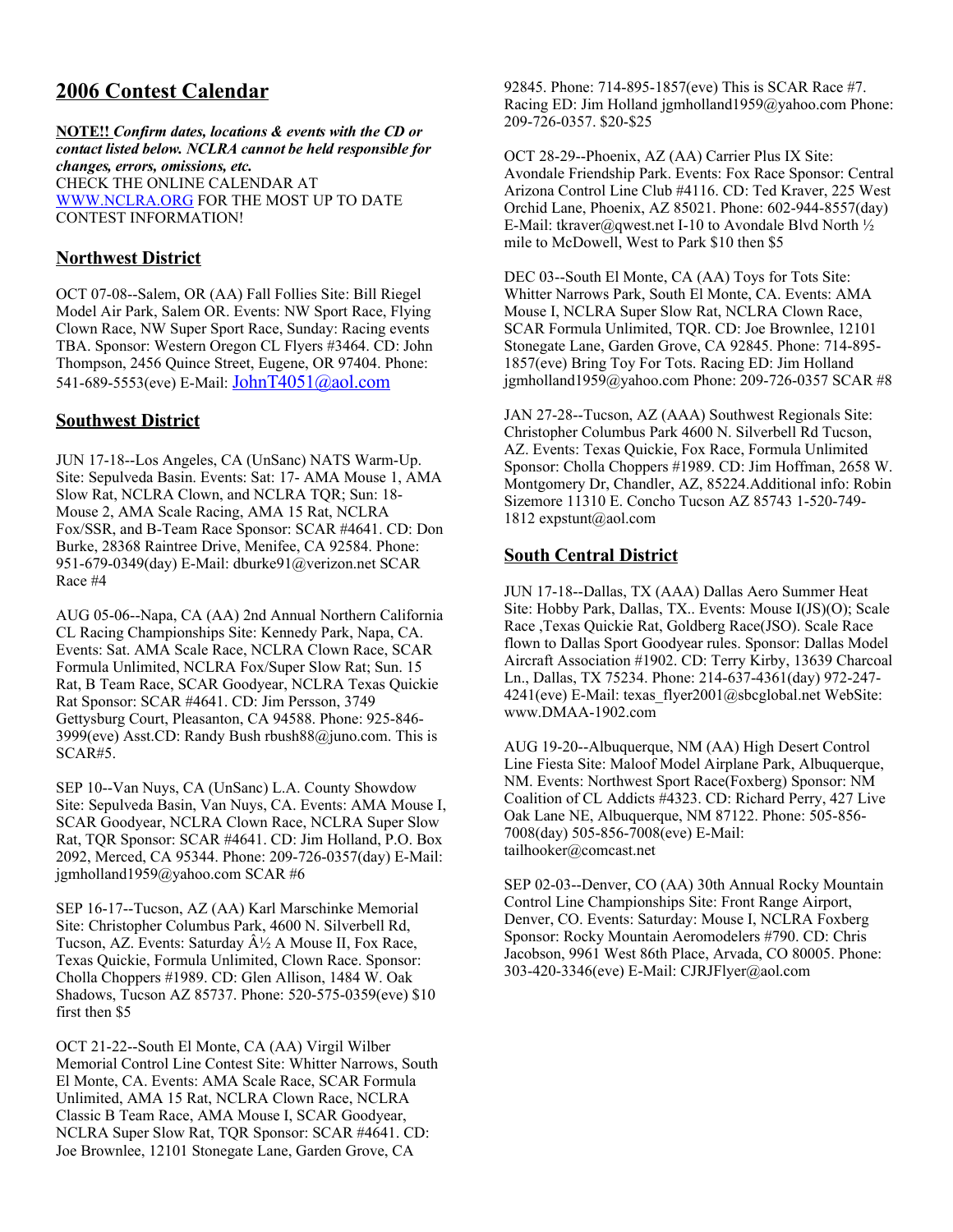## 2006 Contest Calendar

**NOTE!!** ***Confirm dates, locations & events with the CD or contact listed below. NCLRA cannot be held responsible for changes, errors, omissions, etc.***
CHECK THE ONLINE CALENDAR AT [WWW.NCLRA.ORG](WWW.NCLRA.ORG) FOR THE MOST UP TO DATE CONTEST INFORMATION!

### Northwest District

OCT 07-08--Salem, OR (AA) Fall Follies Site: Bill Riegel Model Air Park, Salem OR. Events: NW Sport Race, Flying Clown Race, NW Super Sport Race, Sunday: Racing events TBA. Sponsor: Western Oregon CL Flyers #3464. CD: John Thompson, 2456 Quince Street, Eugene, OR 97404. Phone: 541-689-5553(eve) E-Mail: JohnT4051@aol.com

### Southwest District

JUN 17-18--Los Angeles, CA (UnSanc) NATS Warm-Up. Site: Sepulveda Basin. Events: Sat: 17- AMA Mouse 1, AMA Slow Rat, NCLRA Clown, and NCLRA TQR; Sun: 18- Mouse 2, AMA Scale Racing, AMA 15 Rat, NCLRA Fox/SSR, and B-Team Race Sponsor: SCAR #4641. CD: Don Burke, 28368 Raintree Drive, Menifee, CA 92584. Phone: 951-679-0349(day) E-Mail: dburke91@verizon.net SCAR Race #4

AUG 05-06--Napa, CA (AA) 2nd Annual Northern California CL Racing Championships Site: Kennedy Park, Napa, CA. Events: Sat. AMA Scale Race, NCLRA Clown Race, SCAR Formula Unlimited, NCLRA Fox/Super Slow Rat; Sun. 15 Rat, B Team Race, SCAR Goodyear, NCLRA Texas Quickie Rat Sponsor: SCAR #4641. CD: Jim Persson, 3749 Gettysburg Court, Pleasanton, CA 94588. Phone: 925-846-3999(eve) Asst.CD: Randy Bush rbush88@juno.com. This is SCAR#5.

SEP 10--Van Nuys, CA (UnSanc) L.A. County Showdow Site: Sepulveda Basin, Van Nuys, CA. Events: AMA Mouse I, SCAR Goodyear, NCLRA Clown Race, NCLRA Super Slow Rat, TQR Sponsor: SCAR #4641. CD: Jim Holland, P.O. Box 2092, Merced, CA 95344. Phone: 209-726-0357(day) E-Mail: jgmholland1959@yahoo.com SCAR #6

SEP 16-17--Tucson, AZ (AA) Karl Marschinke Memorial Site: Christopher Columbus Park, 4600 N. Silverbell Rd, Tucson, AZ. Events: Saturday Â½ A Mouse II, Fox Race, Texas Quickie, Formula Unlimited, Clown Race. Sponsor: Cholla Choppers #1989. CD: Glen Allison, 1484 W. Oak Shadows, Tucson AZ 85737. Phone: 520-575-0359(eve) $10 first then $5

OCT 21-22--South El Monte, CA (AA) Virgil Wilber Memorial Control Line Contest Site: Whitter Narrows, South El Monte, CA. Events: AMA Scale Race, SCAR Formula Unlimited, AMA 15 Rat, NCLRA Clown Race, NCLRA Classic B Team Race, AMA Mouse I, SCAR Goodyear, NCLRA Super Slow Rat, TQR Sponsor: SCAR #4641. CD: Joe Brownlee, 12101 Stonegate Lane, Garden Grove, CA 92845. Phone: 714-895-1857(eve) This is SCAR Race #7. Racing ED: Jim Holland jgmholland1959@yahoo.com Phone: 209-726-0357. $20-$25

OCT 28-29--Phoenix, AZ (AA) Carrier Plus IX Site: Avondale Friendship Park. Events: Fox Race Sponsor: Central Arizona Control Line Club #4116. CD: Ted Kraver, 225 West Orchid Lane, Phoenix, AZ 85021. Phone: 602-944-8557(day) E-Mail: tkraver@qwest.net I-10 to Avondale Blvd North ½ mile to McDowell, West to Park $10 then $5

DEC 03--South El Monte, CA (AA) Toys for Tots Site: Whitter Narrows Park, South El Monte, CA. Events: AMA Mouse I, NCLRA Super Slow Rat, NCLRA Clown Race, SCAR Formula Unlimited, TQR. CD: Joe Brownlee, 12101 Stonegate Lane, Garden Grove, CA 92845. Phone: 714-895-1857(eve) Bring Toy For Tots. Racing ED: Jim Holland jgmholland1959@yahoo.com Phone: 209-726-0357 SCAR #8

JAN 27-28--Tucson, AZ (AAA) Southwest Regionals Site: Christopher Columbus Park 4600 N. Silverbell Rd Tucson, AZ. Events: Texas Quickie, Fox Race, Formula Unlimited Sponsor: Cholla Choppers #1989. CD: Jim Hoffman, 2658 W. Montgomery Dr, Chandler, AZ, 85224.Additional info: Robin Sizemore 11310 E. Concho Tucson AZ 85743 1-520-749-1812 expstunt@aol.com

### South Central District

JUN 17-18--Dallas, TX (AAA) Dallas Aero Summer Heat Site: Hobby Park, Dallas, TX.. Events: Mouse I(JS)(O); Scale Race ,Texas Quickie Rat, Goldberg Race(JSO). Scale Race flown to Dallas Sport Goodyear rules. Sponsor: Dallas Model Aircraft Association #1902. CD: Terry Kirby, 13639 Charcoal Ln., Dallas, TX 75234. Phone: 214-637-4361(day) 972-247-4241(eve) E-Mail: texas_flyer2001@sbcglobal.net WebSite: www.DMAA-1902.com

AUG 19-20--Albuquerque, NM (AA) High Desert Control Line Fiesta Site: Maloof Model Airplane Park, Albuquerque, NM. Events: Northwest Sport Race(Foxberg) Sponsor: NM Coalition of CL Addicts #4323. CD: Richard Perry, 427 Live Oak Lane NE, Albuquerque, NM 87122. Phone: 505-856-7008(day) 505-856-7008(eve) E-Mail: tailhooker@comcast.net

SEP 02-03--Denver, CO (AA) 30th Annual Rocky Mountain Control Line Championships Site: Front Range Airport, Denver, CO. Events: Saturday: Mouse I, NCLRA Foxberg Sponsor: Rocky Mountain Aeromodelers #790. CD: Chris Jacobson, 9961 West 86th Place, Arvada, CO 80005. Phone: 303-420-3346(eve) E-Mail: CJRJFlyer@aol.com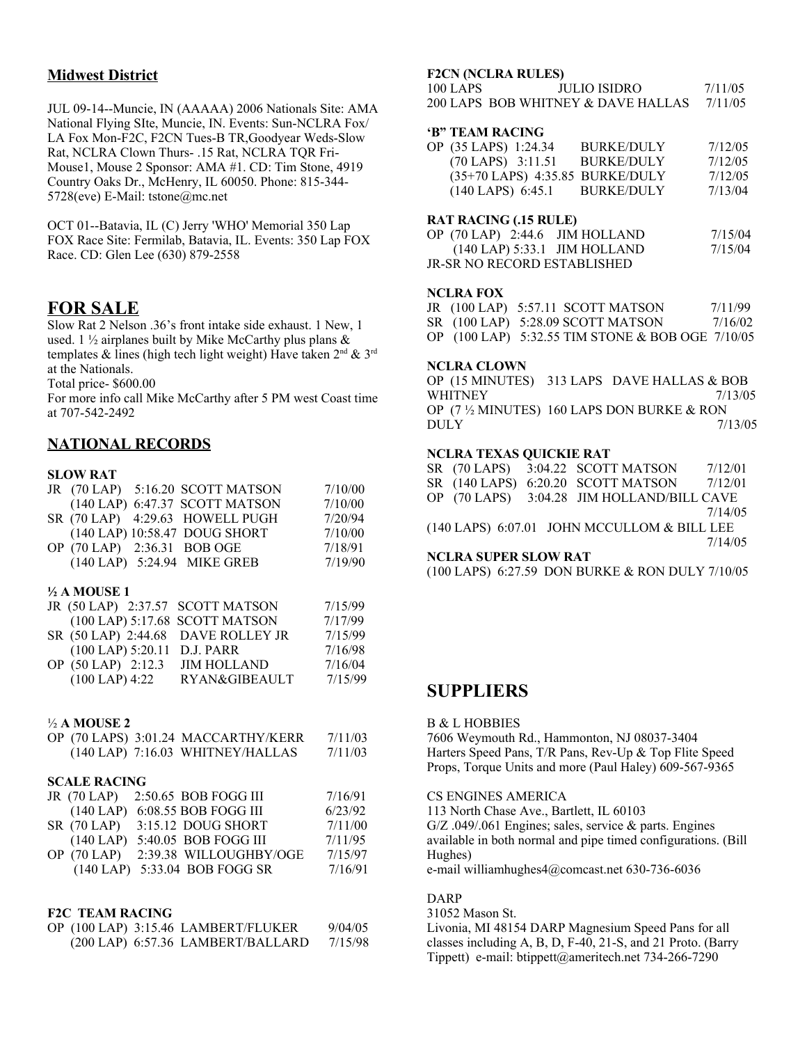## Midwest District

JUL 09-14--Muncie, IN (AAAAA) 2006 Nationals Site: AMA National Flying SIte, Muncie, IN. Events: Sun-NCLRA Fox/ LA Fox Mon-F2C, F2CN Tues-B TR,Goodyear Weds-Slow Rat, NCLRA Clown Thurs- .15 Rat, NCLRA TQR Fri-Mouse1, Mouse 2 Sponsor: AMA #1. CD: Tim Stone, 4919 Country Oaks Dr., McHenry, IL 60050. Phone: 815-344-5728(eve) E-Mail: tstone@mc.net

OCT 01--Batavia, IL (C) Jerry 'WHO' Memorial 350 Lap FOX Race Site: Fermilab, Batavia, IL. Events: 350 Lap FOX Race. CD: Glen Lee (630) 879-2558

## FOR SALE

Slow Rat 2 Nelson .36's front intake side exhaust. 1 New, 1 used. 1 ½ airplanes built by Mike McCarthy plus plans & templates & lines (high tech light weight) Have taken 2nd & 3rd at the Nationals.
Total price- $600.00
For more info call Mike McCarthy after 5 PM west Coast time at 707-542-2492

## NATIONAL RECORDS

**SLOW RAT**

| | | | | |
|---|---|---|---|---|
| JR | (70 LAP) | 5:16.20 | SCOTT MATSON | 7/10/00 |
| | (140 LAP) | 6:47.37 | SCOTT MATSON | 7/10/00 |
| SR | (70 LAP) | 4:29.63 | HOWELL PUGH | 7/20/94 |
| | (140 LAP) | 10:58.47 | DOUG SHORT | 7/10/00 |
| OP | (70 LAP) | 2:36.31 | BOB OGE | 7/18/91 |
| | (140 LAP) | 5:24.94 | MIKE GREB | 7/19/90 |

**½ A MOUSE 1**

| | | | | |
|---|---|---|---|---|
| JR | (50 LAP) | 2:37.57 | SCOTT MATSON | 7/15/99 |
| | (100 LAP) | 5:17.68 | SCOTT MATSON | 7/17/99 |
| SR | (50 LAP) | 2:44.68 | DAVE ROLLEY JR | 7/15/99 |
| | (100 LAP) | 5:20.11 | D.J. PARR | 7/16/98 |
| OP | (50 LAP) | 2:12.3 | JIM HOLLAND | 7/16/04 |
| | (100 LAP) | 4:22 | RYAN&GIBEAULT | 7/15/99 |

**½ A MOUSE 2**

| | | | | |
|---|---|---|---|---|
| OP | (70 LAPS) | 3:01.24 | MACCARTHY/KERR | 7/11/03 |
| | (140 LAP) | 7:16.03 | WHITNEY/HALLAS | 7/11/03 |

**SCALE RACING**

| | | | | |
|---|---|---|---|---|
| JR | (70 LAP) | 2:50.65 | BOB FOGG III | 7/16/91 |
| | (140 LAP) | 6:08.55 | BOB FOGG III | 6/23/92 |
| SR | (70 LAP) | 3:15.12 | DOUG SHORT | 7/11/00 |
| | (140 LAP) | 5:40.05 | BOB FOGG III | 7/11/95 |
| OP | (70 LAP) | 2:39.38 | WILLOUGHBY/OGE | 7/15/97 |
| | (140 LAP) | 5:33.04 | BOB FOGG SR | 7/16/91 |

**F2C TEAM RACING**

| | | | | |
|---|---|---|---|---|
| OP | (100 LAP) | 3:15.46 | LAMBERT/FLUKER | 9/04/05 |
| | (200 LAP) | 6:57.36 | LAMBERT/BALLARD | 7/15/98 |

**F2CN (NCLRA RULES)**

| | | |
|---|---|---|
| 100 LAPS | JULIO ISIDRO | 7/11/05 |
| 200 LAPS | BOB WHITNEY & DAVE HALLAS | 7/11/05 |

**'B" TEAM RACING**

| | | | | |
|---|---|---|---|---|
| OP | (35 LAPS) | 1:24.34 | BURKE/DULY | 7/12/05 |
| | (70 LAPS) | 3:11.51 | BURKE/DULY | 7/12/05 |
| | (35+70 LAPS) | 4:35.85 | BURKE/DULY | 7/12/05 |
| | (140 LAPS) | 6:45.1 | BURKE/DULY | 7/13/04 |

**RAT RACING (.15 RULE)**

| | | | | |
|---|---|---|---|---|
| OP | (70 LAP) | 2:44.6 | JIM HOLLAND | 7/15/04 |
| | (140 LAP) | 5:33.1 | JIM HOLLAND | 7/15/04 |

JR-SR NO RECORD ESTABLISHED

**NCLRA FOX**

| | | | | |
|---|---|---|---|---|
| JR | (100 LAP) | 5:57.11 | SCOTT MATSON | 7/11/99 |
| SR | (100 LAP) | 5:28.09 | SCOTT MATSON | 7/16/02 |
| OP | (100 LAP) | 5:32.55 | TIM STONE & BOB OGE | 7/10/05 |

**NCLRA CLOWN**

OP (15 MINUTES) 313 LAPS DAVE HALLAS & BOB WHITNEY 7/13/05
OP (7 ½ MINUTES) 160 LAPS DON BURKE & RON DULY 7/13/05

**NCLRA TEXAS QUICKIE RAT**

| | | | | |
|---|---|---|---|---|
| SR | (70 LAPS) | 3:04.22 | SCOTT MATSON | 7/12/01 |
| SR | (140 LAPS) | 6:20.20 | SCOTT MATSON | 7/12/01 |
| OP | (70 LAPS) | 3:04.28 | JIM HOLLAND/BILL CAVE | 7/14/05 |
| | (140 LAPS) | 6:07.01 | JOHN MCCULLOM & BILL LEE | 7/14/05 |

**NCLRA SUPER SLOW RAT**

(100 LAPS) 6:27.59 DON BURKE & RON DULY 7/10/05

## SUPPLIERS

B & L HOBBIES
7606 Weymouth Rd., Hammonton, NJ 08037-3404
Harters Speed Pans, T/R Pans, Rev-Up & Top Flite Speed Props, Torque Units and more (Paul Haley) 609-567-9365

CS ENGINES AMERICA
113 North Chase Ave., Bartlett, IL 60103
G/Z .049/.061 Engines; sales, service & parts. Engines available in both normal and pipe timed configurations. (Bill Hughes)
e-mail williamhughes4@comcast.net 630-736-6036

DARP
31052 Mason St.
Livonia, MI 48154 DARP Magnesium Speed Pans for all classes including A, B, D, F-40, 21-S, and 21 Proto. (Barry Tippett) e-mail: btippett@ameritech.net 734-266-7290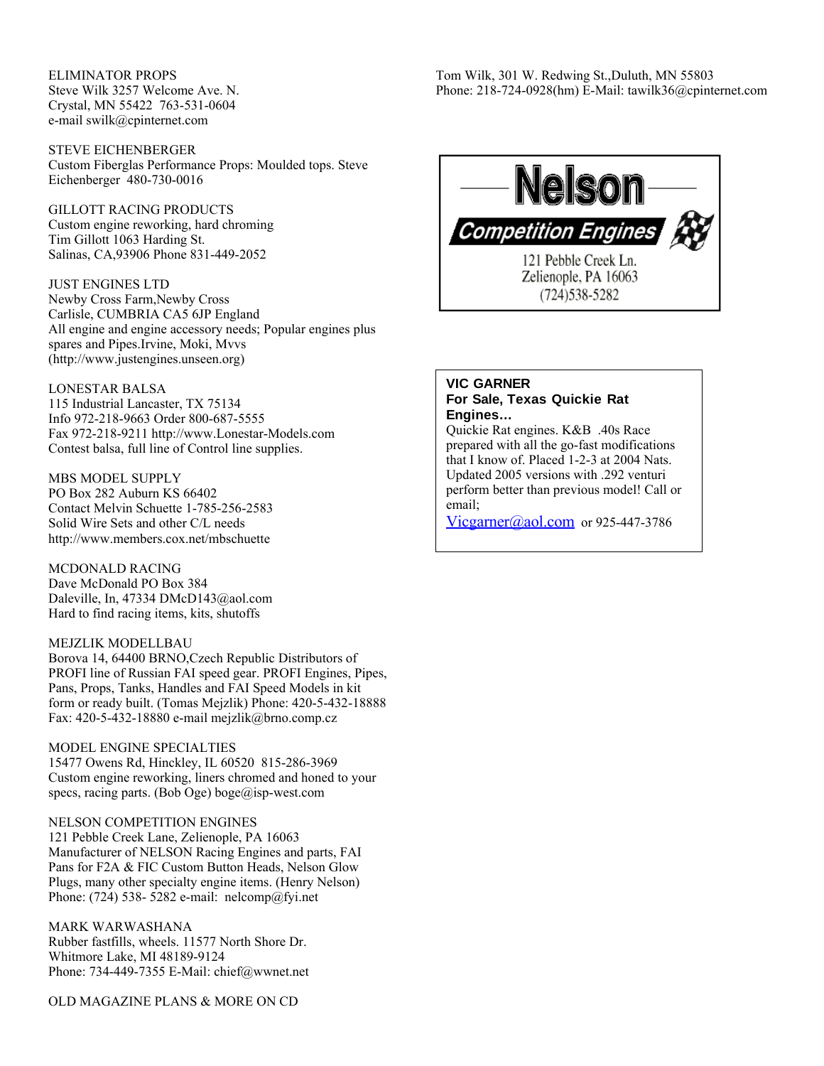ELIMINATOR PROPS
Steve Wilk 3257 Welcome Ave. N.
Crystal, MN 55422 763-531-0604
e-mail swilk@cpinternet.com

STEVE EICHENBERGER
Custom Fiberglas Performance Props: Moulded tops. Steve Eichenberger 480-730-0016

GILLOTT RACING PRODUCTS
Custom engine reworking, hard chroming
Tim Gillott 1063 Harding St.
Salinas, CA,93906 Phone 831-449-2052

JUST ENGINES LTD
Newby Cross Farm,Newby Cross
Carlisle, CUMBRIA CA5 6JP England
All engine and engine accessory needs; Popular engines plus spares and Pipes.Irvine, Moki, Mvvs
(http://www.justengines.unseen.org)

LONESTAR BALSA
115 Industrial Lancaster, TX 75134
Info 972-218-9663 Order 800-687-5555
Fax 972-218-9211 http://www.Lonestar-Models.com
Contest balsa, full line of Control line supplies.

MBS MODEL SUPPLY
PO Box 282 Auburn KS 66402
Contact Melvin Schuette 1-785-256-2583
Solid Wire Sets and other C/L needs
http://www.members.cox.net/mbschuette

MCDONALD RACING
Dave McDonald PO Box 384
Daleville, In, 47334 DMcD143@aol.com
Hard to find racing items, kits, shutoffs

MEJZLIK MODELLBAU
Borova 14, 64400 BRNO,Czech Republic Distributors of PROFI line of Russian FAI speed gear. PROFI Engines, Pipes, Pans, Props, Tanks, Handles and FAI Speed Models in kit form or ready built. (Tomas Mejzlik) Phone: 420-5-432-18888 Fax: 420-5-432-18880 e-mail mejzlik@brno.comp.cz

MODEL ENGINE SPECIALTIES
15477 Owens Rd, Hinckley, IL 60520 815-286-3969
Custom engine reworking, liners chromed and honed to your specs, racing parts. (Bob Oge) boge@isp-west.com

NELSON COMPETITION ENGINES
121 Pebble Creek Lane, Zelienople, PA 16063
Manufacturer of NELSON Racing Engines and parts, FAI Pans for F2A & FIC Custom Button Heads, Nelson Glow Plugs, many other specialty engine items. (Henry Nelson)
Phone: (724) 538- 5282 e-mail: nelcomp@fyi.net

MARK WARWASHANA
Rubber fastfills, wheels. 11577 North Shore Dr.
Whitmore Lake, MI 48189-9124
Phone: 734-449-7355 E-Mail: chief@wwnet.net

OLD MAGAZINE PLANS & MORE ON CD

Tom Wilk, 301 W. Redwing St.,Duluth, MN 55803
Phone: 218-724-0928(hm) E-Mail: tawilk36@cpinternet.com

**Nelson**
**Competition Engines**
121 Pebble Creek Ln.
Zelienople, PA 16063
(724)538-5282

**VIC GARNER**
**For Sale, Texas Quickie Rat Engines…**
Quickie Rat engines. K&B .40s Race prepared with all the go-fast modifications that I know of. Placed 1-2-3 at 2004 Nats. Updated 2005 versions with .292 venturi perform better than previous model! Call or email;
Vicgarner@aol.com or 925-447-3786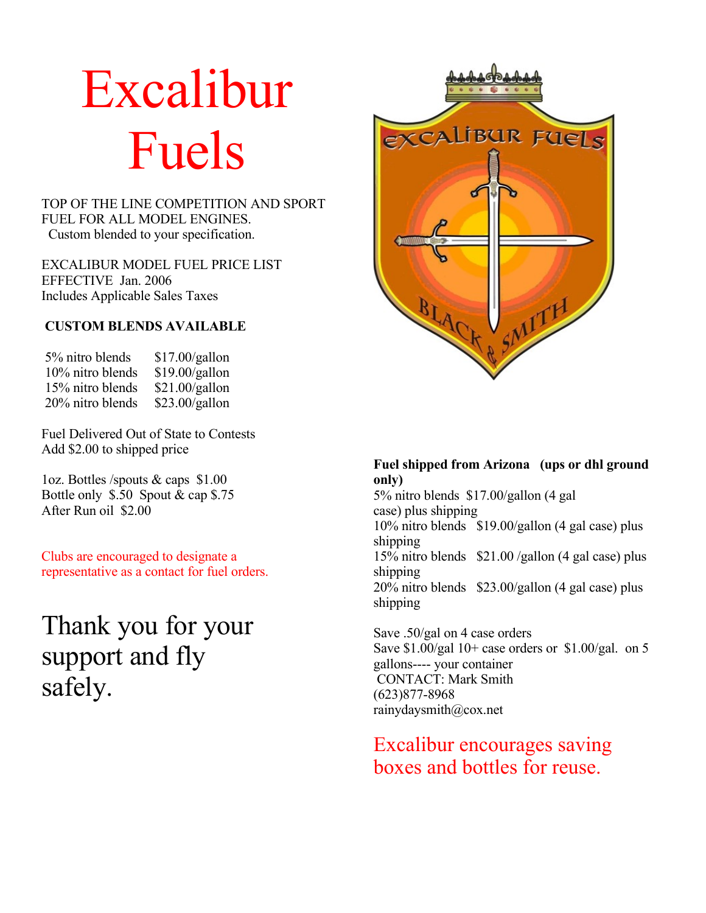# Excalibur Fuels

TOP OF THE LINE COMPETITION AND SPORT FUEL FOR ALL MODEL ENGINES.
Custom blended to your specification.

EXCALIBUR MODEL FUEL PRICE LIST
EFFECTIVE Jan. 2006
Includes Applicable Sales Taxes

**CUSTOM BLENDS AVAILABLE**

| | |
|---|---|
| 5% nitro blends | $17.00/gallon |
| 10% nitro blends | $19.00/gallon |
| 15% nitro blends | $21.00/gallon |
| 20% nitro blends | $23.00/gallon |

Fuel Delivered Out of State to Contests
Add $2.00 to shipped price

1oz. Bottles /spouts & caps $1.00
Bottle only $.50 Spout & cap $.75
After Run oil $2.00

Clubs are encouraged to designate a representative as a contact for fuel orders.

Thank you for your support and fly safely.

EXCALIBUR FUELS
BLACK & SMITH

**Fuel shipped from Arizona (ups or dhl ground only)**

5% nitro blends $17.00/gallon (4 gal case) plus shipping
10% nitro blends $19.00/gallon (4 gal case) plus shipping
15% nitro blends $21.00 /gallon (4 gal case) plus shipping
20% nitro blends $23.00/gallon (4 gal case) plus shipping

Save .50/gal on 4 case orders
Save $1.00/gal 10+ case orders or $1.00/gal. on 5 gallons---- your container
CONTACT: Mark Smith
(623)877-8968
rainydaysmith@cox.net

Excalibur encourages saving boxes and bottles for reuse.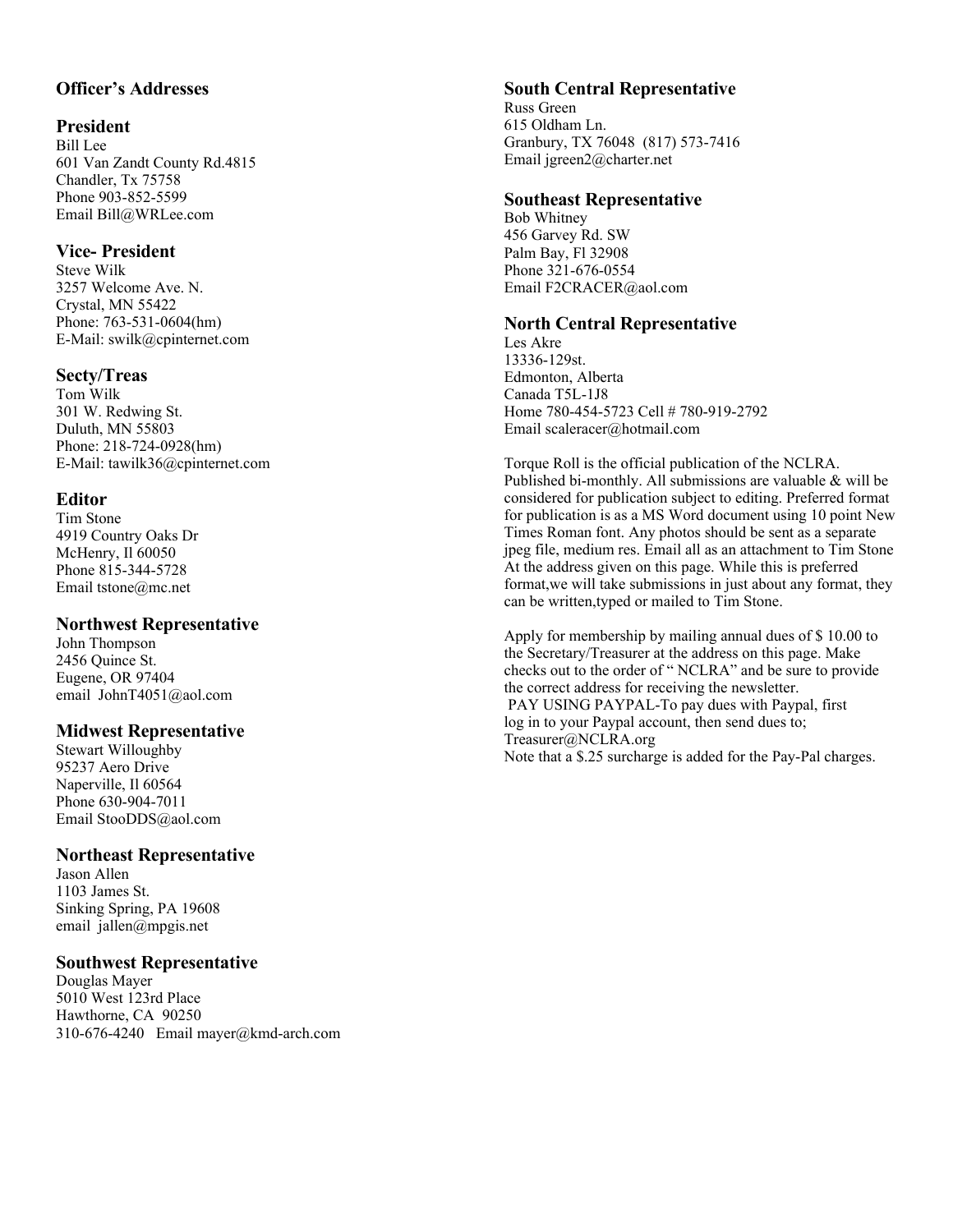## Officer's Addresses

### President

Bill Lee
601 Van Zandt County Rd.4815
Chandler, Tx 75758
Phone 903-852-5599
Email Bill@WRLee.com

### Vice- President

Steve Wilk
3257 Welcome Ave. N.
Crystal, MN 55422
Phone: 763-531-0604(hm)
E-Mail: swilk@cpinternet.com

### Secty/Treas

Tom Wilk
301 W. Redwing St.
Duluth, MN 55803
Phone: 218-724-0928(hm)
E-Mail: tawilk36@cpinternet.com

### Editor

Tim Stone
4919 Country Oaks Dr
McHenry, Il 60050
Phone 815-344-5728
Email tstone@mc.net

### Northwest Representative

John Thompson
2456 Quince St.
Eugene, OR 97404
email JohnT4051@aol.com

### Midwest Representative

Stewart Willoughby
95237 Aero Drive
Naperville, Il 60564
Phone 630-904-7011
Email StooDDS@aol.com

### Northeast Representative

Jason Allen
1103 James St.
Sinking Spring, PA 19608
email jallen@mpgis.net

### Southwest Representative

Douglas Mayer
5010 West 123rd Place
Hawthorne, CA 90250
310-676-4240 Email mayer@kmd-arch.com

### South Central Representative

Russ Green
615 Oldham Ln.
Granbury, TX 76048 (817) 573-7416
Email jgreen2@charter.net

### Southeast Representative

Bob Whitney
456 Garvey Rd. SW
Palm Bay, Fl 32908
Phone 321-676-0554
Email F2CRACER@aol.com

### North Central Representative

Les Akre
13336-129st.
Edmonton, Alberta
Canada T5L-1J8
Home 780-454-5723 Cell # 780-919-2792
Email scaleracer@hotmail.com

Torque Roll is the official publication of the NCLRA. Published bi-monthly. All submissions are valuable & will be considered for publication subject to editing. Preferred format for publication is as a MS Word document using 10 point New Times Roman font. Any photos should be sent as a separate jpeg file, medium res. Email all as an attachment to Tim Stone At the address given on this page. While this is preferred format,we will take submissions in just about any format, they can be written,typed or mailed to Tim Stone.

Apply for membership by mailing annual dues of $ 10.00 to the Secretary/Treasurer at the address on this page. Make checks out to the order of " NCLRA" and be sure to provide the correct address for receiving the newsletter.
PAY USING PAYPAL-To pay dues with Paypal, first log in to your Paypal account, then send dues to; Treasurer@NCLRA.org
Note that a $.25 surcharge is added for the Pay-Pal charges.